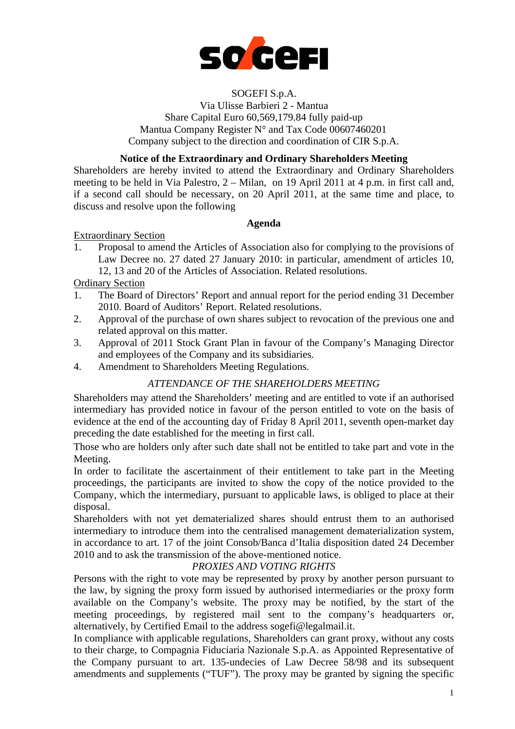SOGEFI S.p.A.
Via Ulisse Barbieri 2 - Mantua
Share Capital Euro 60,569,179.84 fully paid-up
Mantua Company Register N° and Tax Code 00607460201
Company subject to the direction and coordination of CIR S.p.A.

## Notice of the Extraordinary and Ordinary Shareholders Meeting

Shareholders are hereby invited to attend the Extraordinary and Ordinary Shareholders meeting to be held in Via Palestro, 2 – Milan, on 19 April 2011 at 4 p.m. in first call and, if a second call should be necessary, on 20 April 2011, at the same time and place, to discuss and resolve upon the following

### Agenda

Extraordinary Section

1. Proposal to amend the Articles of Association also for complying to the provisions of Law Decree no. 27 dated 27 January 2010: in particular, amendment of articles 10, 12, 13 and 20 of the Articles of Association. Related resolutions.

Ordinary Section

1. The Board of Directors' Report and annual report for the period ending 31 December 2010. Board of Auditors' Report. Related resolutions.
2. Approval of the purchase of own shares subject to revocation of the previous one and related approval on this matter.
3. Approval of 2011 Stock Grant Plan in favour of the Company's Managing Director and employees of the Company and its subsidiaries.
4. Amendment to Shareholders Meeting Regulations.

*ATTENDANCE OF THE SHAREHOLDERS MEETING*

Shareholders may attend the Shareholders' meeting and are entitled to vote if an authorised intermediary has provided notice in favour of the person entitled to vote on the basis of evidence at the end of the accounting day of Friday 8 April 2011, seventh open-market day preceding the date established for the meeting in first call.

Those who are holders only after such date shall not be entitled to take part and vote in the Meeting.

In order to facilitate the ascertainment of their entitlement to take part in the Meeting proceedings, the participants are invited to show the copy of the notice provided to the Company, which the intermediary, pursuant to applicable laws, is obliged to place at their disposal.

Shareholders with not yet dematerialized shares should entrust them to an authorised intermediary to introduce them into the centralised management dematerialization system, in accordance to art. 17 of the joint Consob/Banca d'Italia disposition dated 24 December 2010 and to ask the transmission of the above-mentioned notice.

*PROXIES AND VOTING RIGHTS*

Persons with the right to vote may be represented by proxy by another person pursuant to the law, by signing the proxy form issued by authorised intermediaries or the proxy form available on the Company's website. The proxy may be notified, by the start of the meeting proceedings, by registered mail sent to the company's headquarters or, alternatively, by Certified Email to the address sogefi@legalmail.it.

In compliance with applicable regulations, Shareholders can grant proxy, without any costs to their charge, to Compagnia Fiduciaria Nazionale S.p.A. as Appointed Representative of the Company pursuant to art. 135-undecies of Law Decree 58/98 and its subsequent amendments and supplements ("TUF"). The proxy may be granted by signing the specific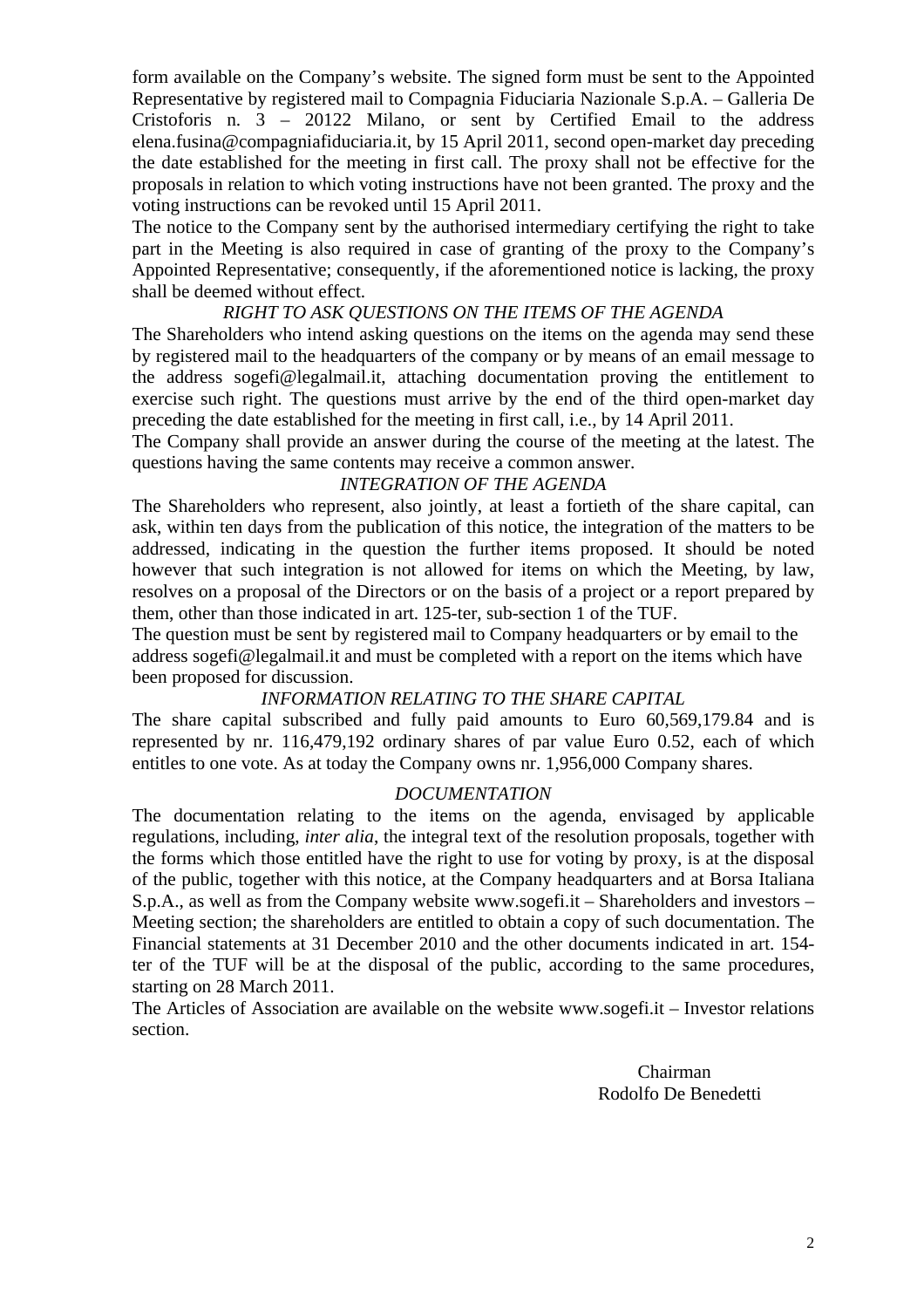form available on the Company's website. The signed form must be sent to the Appointed Representative by registered mail to Compagnia Fiduciaria Nazionale S.p.A. – Galleria De Cristoforis n. 3 – 20122 Milano, or sent by Certified Email to the address elena.fusina@compagniafiduciaria.it, by 15 April 2011, second open-market day preceding the date established for the meeting in first call. The proxy shall not be effective for the proposals in relation to which voting instructions have not been granted. The proxy and the voting instructions can be revoked until 15 April 2011.

The notice to the Company sent by the authorised intermediary certifying the right to take part in the Meeting is also required in case of granting of the proxy to the Company's Appointed Representative; consequently, if the aforementioned notice is lacking, the proxy shall be deemed without effect.

*RIGHT TO ASK QUESTIONS ON THE ITEMS OF THE AGENDA*

The Shareholders who intend asking questions on the items on the agenda may send these by registered mail to the headquarters of the company or by means of an email message to the address sogefi@legalmail.it, attaching documentation proving the entitlement to exercise such right. The questions must arrive by the end of the third open-market day preceding the date established for the meeting in first call, i.e., by 14 April 2011.

The Company shall provide an answer during the course of the meeting at the latest. The questions having the same contents may receive a common answer.

*INTEGRATION OF THE AGENDA*

The Shareholders who represent, also jointly, at least a fortieth of the share capital, can ask, within ten days from the publication of this notice, the integration of the matters to be addressed, indicating in the question the further items proposed. It should be noted however that such integration is not allowed for items on which the Meeting, by law, resolves on a proposal of the Directors or on the basis of a project or a report prepared by them, other than those indicated in art. 125-ter, sub-section 1 of the TUF.

The question must be sent by registered mail to Company headquarters or by email to the address sogefi@legalmail.it and must be completed with a report on the items which have been proposed for discussion.

*INFORMATION RELATING TO THE SHARE CAPITAL*

The share capital subscribed and fully paid amounts to Euro 60,569,179.84 and is represented by nr. 116,479,192 ordinary shares of par value Euro 0.52, each of which entitles to one vote. As at today the Company owns nr. 1,956,000 Company shares.

*DOCUMENTATION*

The documentation relating to the items on the agenda, envisaged by applicable regulations, including, *inter alia*, the integral text of the resolution proposals, together with the forms which those entitled have the right to use for voting by proxy, is at the disposal of the public, together with this notice, at the Company headquarters and at Borsa Italiana S.p.A., as well as from the Company website www.sogefi.it – Shareholders and investors – Meeting section; the shareholders are entitled to obtain a copy of such documentation. The Financial statements at 31 December 2010 and the other documents indicated in art. 154-ter of the TUF will be at the disposal of the public, according to the same procedures, starting on 28 March 2011.

The Articles of Association are available on the website www.sogefi.it – Investor relations section.

Chairman
Rodolfo De Benedetti